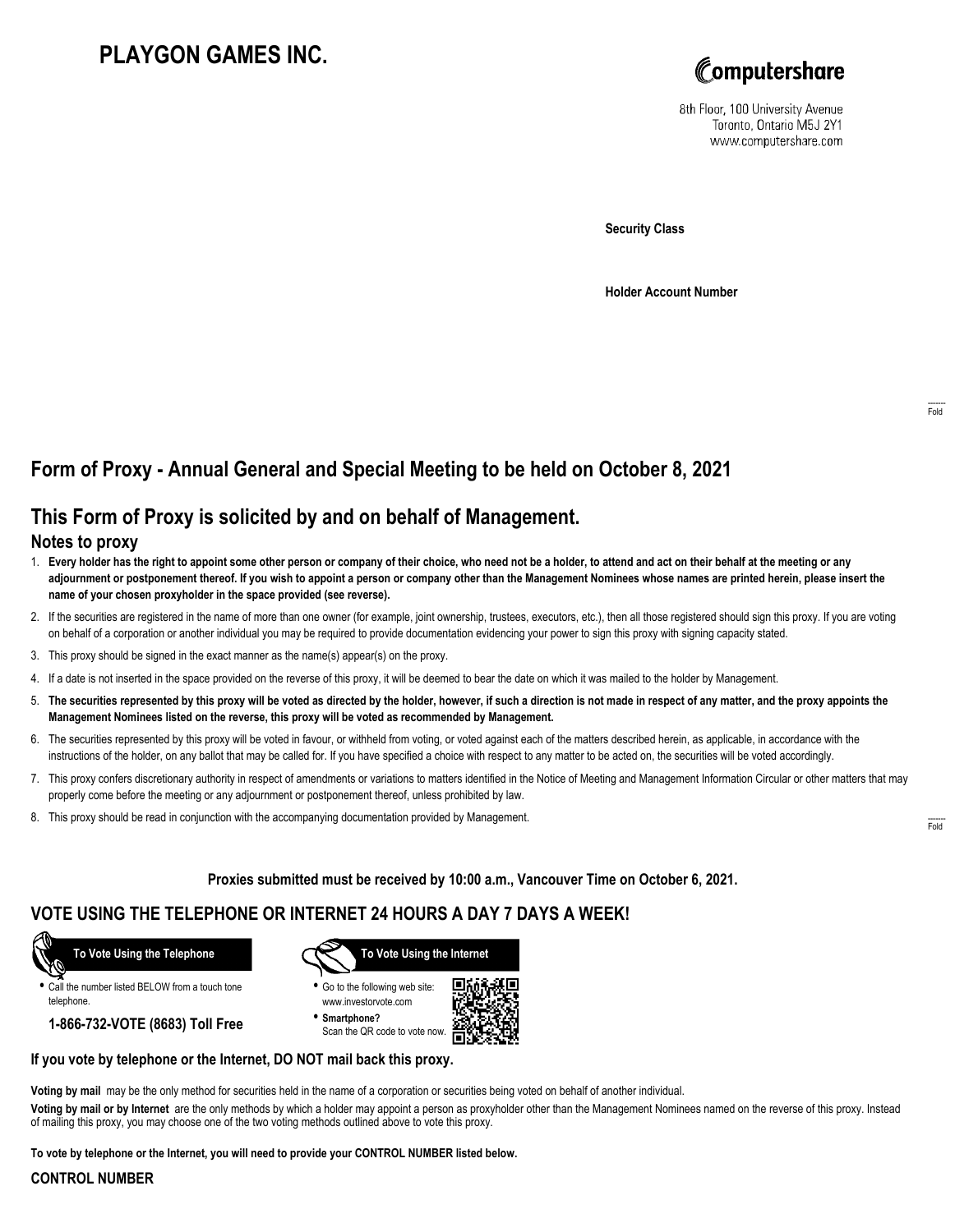# PLAYGON GAMES INC.

Computershare

8th Floor, 100 University Avenue
Toronto, Ontario M5J 2Y1
www.computershare.com

**Security Class**

**Holder Account Number**

Fold

## Form of Proxy - Annual General and Special Meeting to be held on October 8, 2021

## This Form of Proxy is solicited by and on behalf of Management.

### Notes to proxy

1. **Every holder has the right to appoint some other person or company of their choice, who need not be a holder, to attend and act on their behalf at the meeting or any adjournment or postponement thereof. If you wish to appoint a person or company other than the Management Nominees whose names are printed herein, please insert the name of your chosen proxyholder in the space provided (see reverse).**
2. If the securities are registered in the name of more than one owner (for example, joint ownership, trustees, executors, etc.), then all those registered should sign this proxy. If you are voting on behalf of a corporation or another individual you may be required to provide documentation evidencing your power to sign this proxy with signing capacity stated.
3. This proxy should be signed in the exact manner as the name(s) appear(s) on the proxy.
4. If a date is not inserted in the space provided on the reverse of this proxy, it will be deemed to bear the date on which it was mailed to the holder by Management.
5. **The securities represented by this proxy will be voted as directed by the holder, however, if such a direction is not made in respect of any matter, and the proxy appoints the Management Nominees listed on the reverse, this proxy will be voted as recommended by Management.**
6. The securities represented by this proxy will be voted in favour, or withheld from voting, or voted against each of the matters described herein, as applicable, in accordance with the instructions of the holder, on any ballot that may be called for. If you have specified a choice with respect to any matter to be acted on, the securities will be voted accordingly.
7. This proxy confers discretionary authority in respect of amendments or variations to matters identified in the Notice of Meeting and Management Information Circular or other matters that may properly come before the meeting or any adjournment or postponement thereof, unless prohibited by law.
8. This proxy should be read in conjunction with the accompanying documentation provided by Management.

Fold

**Proxies submitted must be received by 10:00 a.m., Vancouver Time on October 6, 2021.**

## VOTE USING THE TELEPHONE OR INTERNET 24 HOURS A DAY 7 DAYS A WEEK!

**To Vote Using the Telephone**

- Call the number listed BELOW from a touch tone telephone.

**1-866-732-VOTE (8683) Toll Free**

**To Vote Using the Internet**

- Go to the following web site: www.investorvote.com
- **Smartphone?** Scan the QR code to vote now.

**If you vote by telephone or the Internet, DO NOT mail back this proxy.**

**Voting by mail** may be the only method for securities held in the name of a corporation or securities being voted on behalf of another individual.

**Voting by mail or by Internet** are the only methods by which a holder may appoint a person as proxyholder other than the Management Nominees named on the reverse of this proxy. Instead of mailing this proxy, you may choose one of the two voting methods outlined above to vote this proxy.

**To vote by telephone or the Internet, you will need to provide your CONTROL NUMBER listed below.**

**CONTROL NUMBER**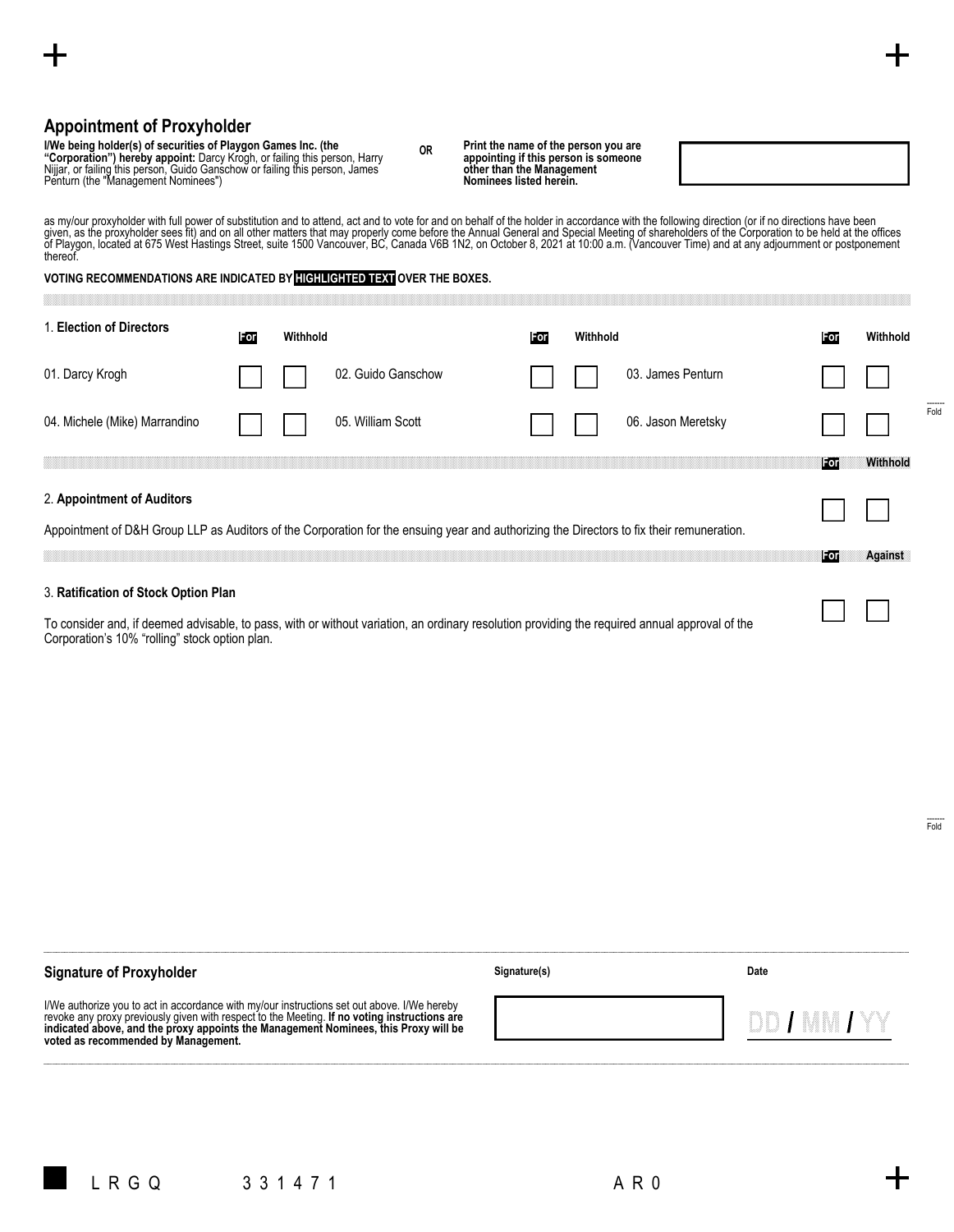## Appointment of Proxyholder

**I/We being holder(s) of securities of Playgon Games Inc. (the "Corporation") hereby appoint:** Darcy Krogh, or failing this person, Harry Nijjar, or failing this person, Guido Ganschow or failing this person, James Penturn (the "Management Nominees")

**OR**

**Print the name of the person you are appointing if this person is someone other than the Management Nominees listed herein.**

as my/our proxyholder with full power of substitution and to attend, act and to vote for and on behalf of the holder in accordance with the following direction (or if no directions have been given, as the proxyholder sees fit) and on all other matters that may properly come before the Annual General and Special Meeting of shareholders of the Corporation to be held at the offices of Playgon, located at 675 West Hastings Street, suite 1500 Vancouver, BC, Canada V6B 1N2, on October 8, 2021 at 10:00 a.m. (Vancouver Time) and at any adjournment or postponement thereof.

**VOTING RECOMMENDATIONS ARE INDICATED BY HIGHLIGHTED TEXT OVER THE BOXES.**

### 1. Election of Directors

| | For | Withhold | | For | Withhold | | For | Withhold |
|---|---|---|---|---|---|---|---|---|
| 01. Darcy Krogh | ☐ | ☐ | 02. Guido Ganschow | ☐ | ☐ | 03. James Penturn | ☐ | ☐ |
| 04. Michele (Mike) Marrandino | ☐ | ☐ | 05. William Scott | ☐ | ☐ | 06. Jason Meretsky | ☐ | ☐ |

### 2. Appointment of Auditors

| | For | Withhold |
|---|---|---|
| Appointment of D&H Group LLP as Auditors of the Corporation for the ensuing year and authorizing the Directors to fix their remuneration. | ☐ | ☐ |

### 3. Ratification of Stock Option Plan

| | For | Against |
|---|---|---|
| To consider and, if deemed advisable, to pass, with or without variation, an ordinary resolution providing the required annual approval of the Corporation's 10% "rolling" stock option plan. | ☐ | ☐ |

## Signature of Proxyholder

I/We authorize you to act in accordance with my/our instructions set out above. I/We hereby revoke any proxy previously given with respect to the Meeting. **If no voting instructions are indicated above, and the proxy appoints the Management Nominees, this Proxy will be voted as recommended by Management.**

**Signature(s)**

**Date**

DD / MM / YY

L R G Q 3 3 1 4 7 1 A R 0